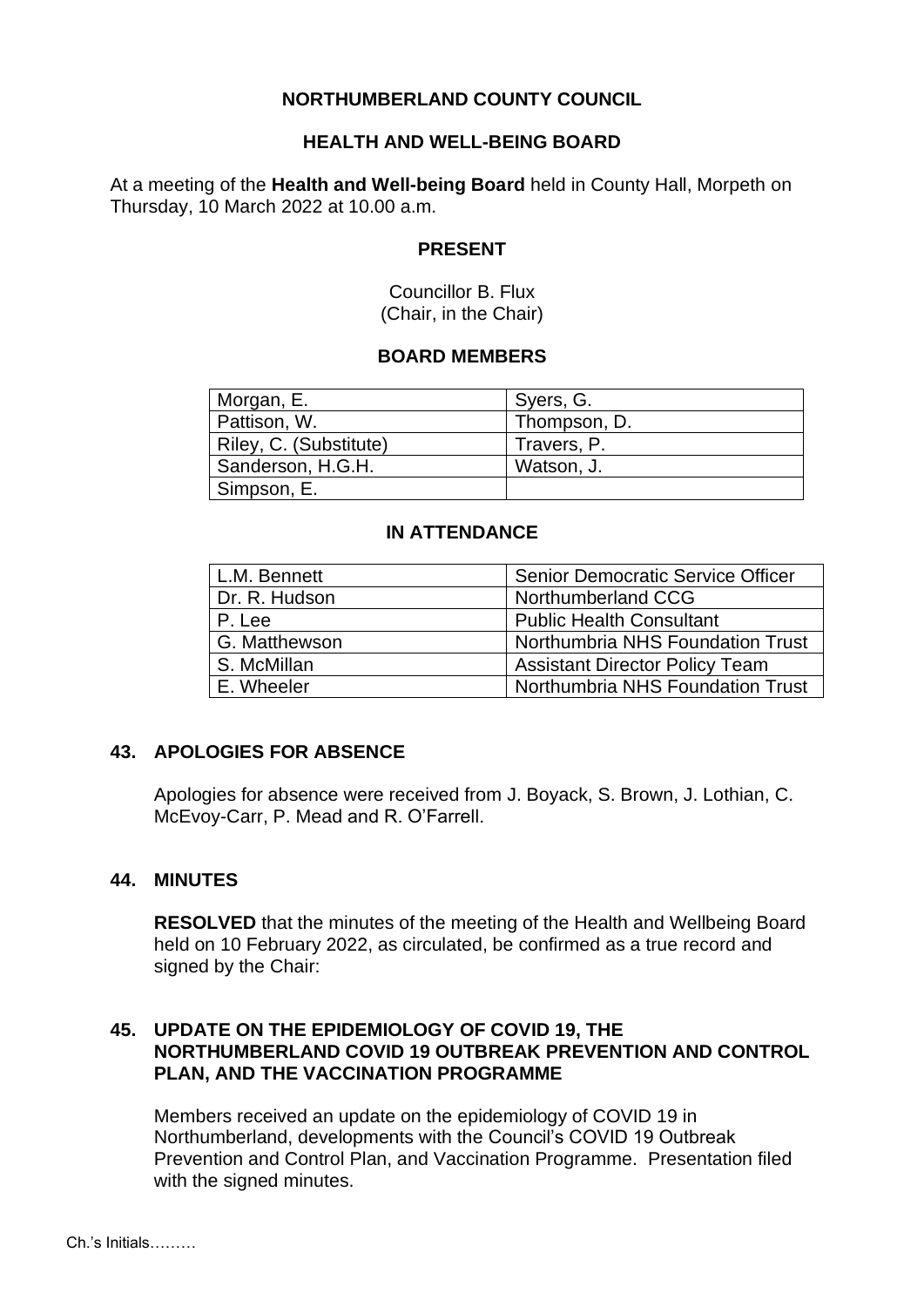# NORTHUMBERLAND COUNTY COUNCIL

## HEALTH AND WELL-BEING BOARD

At a meeting of the **Health and Well-being Board** held in County Hall, Morpeth on Thursday, 10 March 2022 at 10.00 a.m.

### PRESENT

Councillor B. Flux
(Chair, in the Chair)

### BOARD MEMBERS

| | |
|---|---|
| Morgan, E. | Syers, G. |
| Pattison, W. | Thompson, D. |
| Riley, C. (Substitute) | Travers, P. |
| Sanderson, H.G.H. | Watson, J. |
| Simpson, E. | |

### IN ATTENDANCE

| | |
|---|---|
| L.M. Bennett | Senior Democratic Service Officer |
| Dr. R. Hudson | Northumberland CCG |
| P. Lee | Public Health Consultant |
| G. Matthewson | Northumbria NHS Foundation Trust |
| S. McMillan | Assistant Director Policy Team |
| E. Wheeler | Northumbria NHS Foundation Trust |

### 43. APOLOGIES FOR ABSENCE

Apologies for absence were received from J. Boyack, S. Brown, J. Lothian, C. McEvoy-Carr, P. Mead and R. O'Farrell.

### 44. MINUTES

**RESOLVED** that the minutes of the meeting of the Health and Wellbeing Board held on 10 February 2022, as circulated, be confirmed as a true record and signed by the Chair:

### 45. UPDATE ON THE EPIDEMIOLOGY OF COVID 19, THE NORTHUMBERLAND COVID 19 OUTBREAK PREVENTION AND CONTROL PLAN, AND THE VACCINATION PROGRAMME

Members received an update on the epidemiology of COVID 19 in Northumberland, developments with the Council's COVID 19 Outbreak Prevention and Control Plan, and Vaccination Programme. Presentation filed with the signed minutes.

Ch.'s Initials………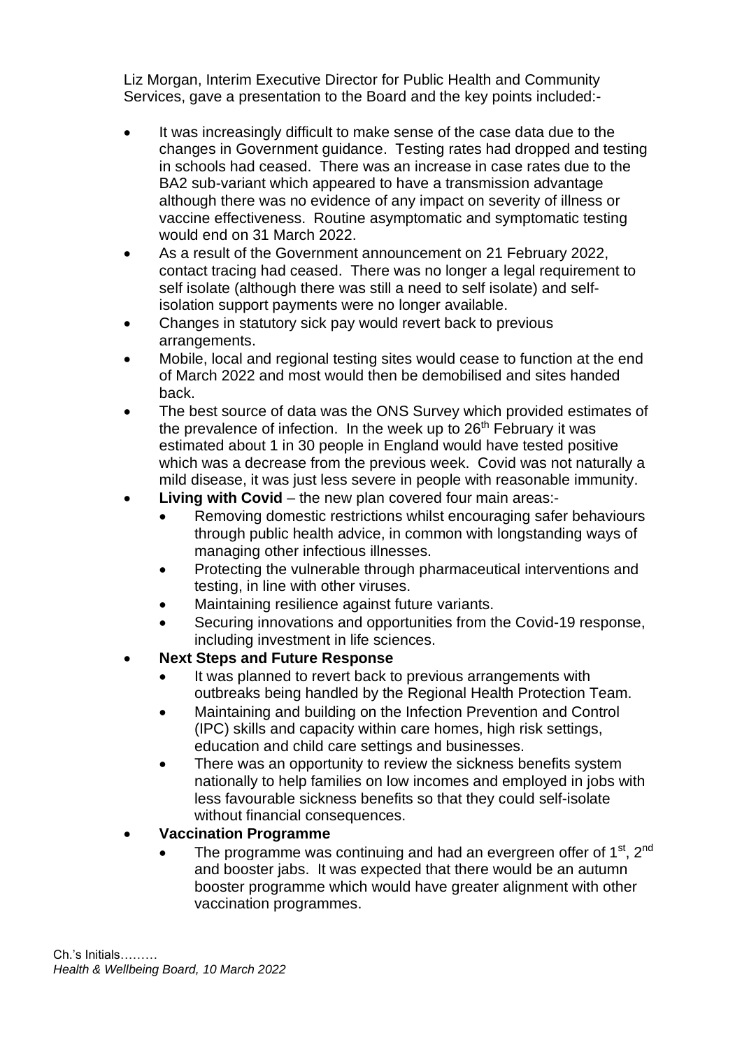Liz Morgan, Interim Executive Director for Public Health and Community Services, gave a presentation to the Board and the key points included:-

- It was increasingly difficult to make sense of the case data due to the changes in Government guidance. Testing rates had dropped and testing in schools had ceased. There was an increase in case rates due to the BA2 sub-variant which appeared to have a transmission advantage although there was no evidence of any impact on severity of illness or vaccine effectiveness. Routine asymptomatic and symptomatic testing would end on 31 March 2022.
- As a result of the Government announcement on 21 February 2022, contact tracing had ceased. There was no longer a legal requirement to self isolate (although there was still a need to self isolate) and self-isolation support payments were no longer available.
- Changes in statutory sick pay would revert back to previous arrangements.
- Mobile, local and regional testing sites would cease to function at the end of March 2022 and most would then be demobilised and sites handed back.
- The best source of data was the ONS Survey which provided estimates of the prevalence of infection. In the week up to 26th February it was estimated about 1 in 30 people in England would have tested positive which was a decrease from the previous week. Covid was not naturally a mild disease, it was just less severe in people with reasonable immunity.
- **Living with Covid** – the new plan covered four main areas:-
  - Removing domestic restrictions whilst encouraging safer behaviours through public health advice, in common with longstanding ways of managing other infectious illnesses.
  - Protecting the vulnerable through pharmaceutical interventions and testing, in line with other viruses.
  - Maintaining resilience against future variants.
  - Securing innovations and opportunities from the Covid-19 response, including investment in life sciences.
- **Next Steps and Future Response**
  - It was planned to revert back to previous arrangements with outbreaks being handled by the Regional Health Protection Team.
  - Maintaining and building on the Infection Prevention and Control (IPC) skills and capacity within care homes, high risk settings, education and child care settings and businesses.
  - There was an opportunity to review the sickness benefits system nationally to help families on low incomes and employed in jobs with less favourable sickness benefits so that they could self-isolate without financial consequences.
- **Vaccination Programme**
  - The programme was continuing and had an evergreen offer of 1st, 2nd and booster jabs. It was expected that there would be an autumn booster programme which would have greater alignment with other vaccination programmes.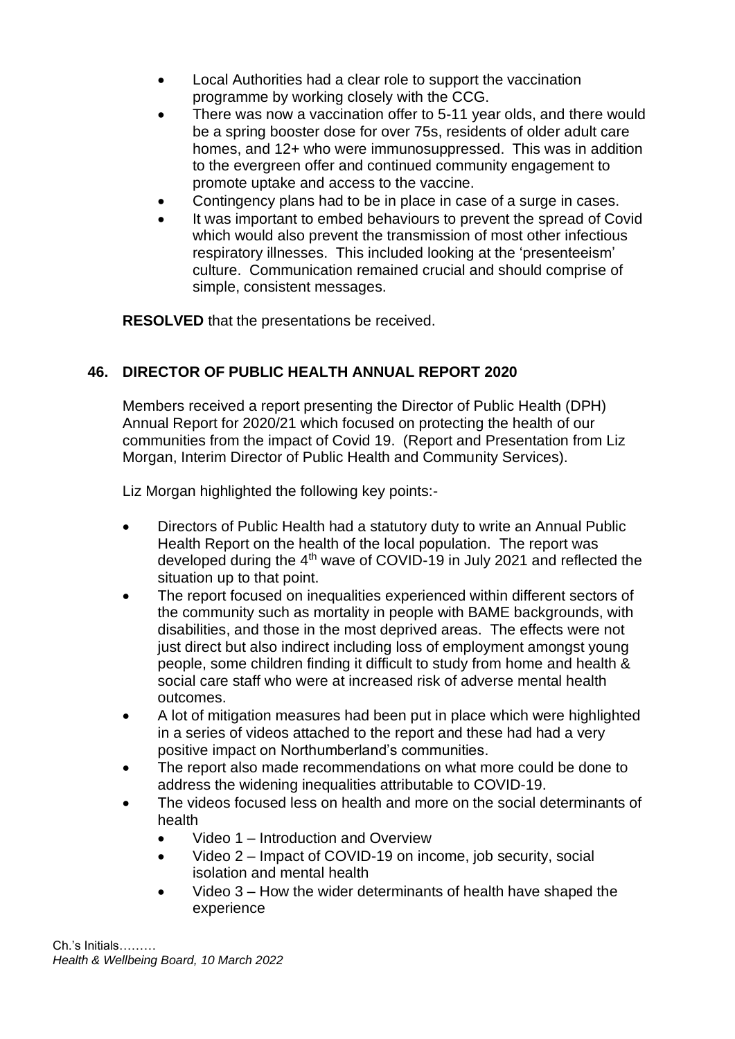- Local Authorities had a clear role to support the vaccination programme by working closely with the CCG.
- There was now a vaccination offer to 5-11 year olds, and there would be a spring booster dose for over 75s, residents of older adult care homes, and 12+ who were immunosuppressed. This was in addition to the evergreen offer and continued community engagement to promote uptake and access to the vaccine.
- Contingency plans had to be in place in case of a surge in cases.
- It was important to embed behaviours to prevent the spread of Covid which would also prevent the transmission of most other infectious respiratory illnesses. This included looking at the 'presenteeism' culture. Communication remained crucial and should comprise of simple, consistent messages.

**RESOLVED** that the presentations be received.

## 46. DIRECTOR OF PUBLIC HEALTH ANNUAL REPORT 2020

Members received a report presenting the Director of Public Health (DPH) Annual Report for 2020/21 which focused on protecting the health of our communities from the impact of Covid 19. (Report and Presentation from Liz Morgan, Interim Director of Public Health and Community Services).

Liz Morgan highlighted the following key points:-

- Directors of Public Health had a statutory duty to write an Annual Public Health Report on the health of the local population. The report was developed during the 4th wave of COVID-19 in July 2021 and reflected the situation up to that point.
- The report focused on inequalities experienced within different sectors of the community such as mortality in people with BAME backgrounds, with disabilities, and those in the most deprived areas. The effects were not just direct but also indirect including loss of employment amongst young people, some children finding it difficult to study from home and health & social care staff who were at increased risk of adverse mental health outcomes.
- A lot of mitigation measures had been put in place which were highlighted in a series of videos attached to the report and these had had a very positive impact on Northumberland's communities.
- The report also made recommendations on what more could be done to address the widening inequalities attributable to COVID-19.
- The videos focused less on health and more on the social determinants of health
  - Video 1 – Introduction and Overview
  - Video 2 – Impact of COVID-19 on income, job security, social isolation and mental health
  - Video 3 – How the wider determinants of health have shaped the experience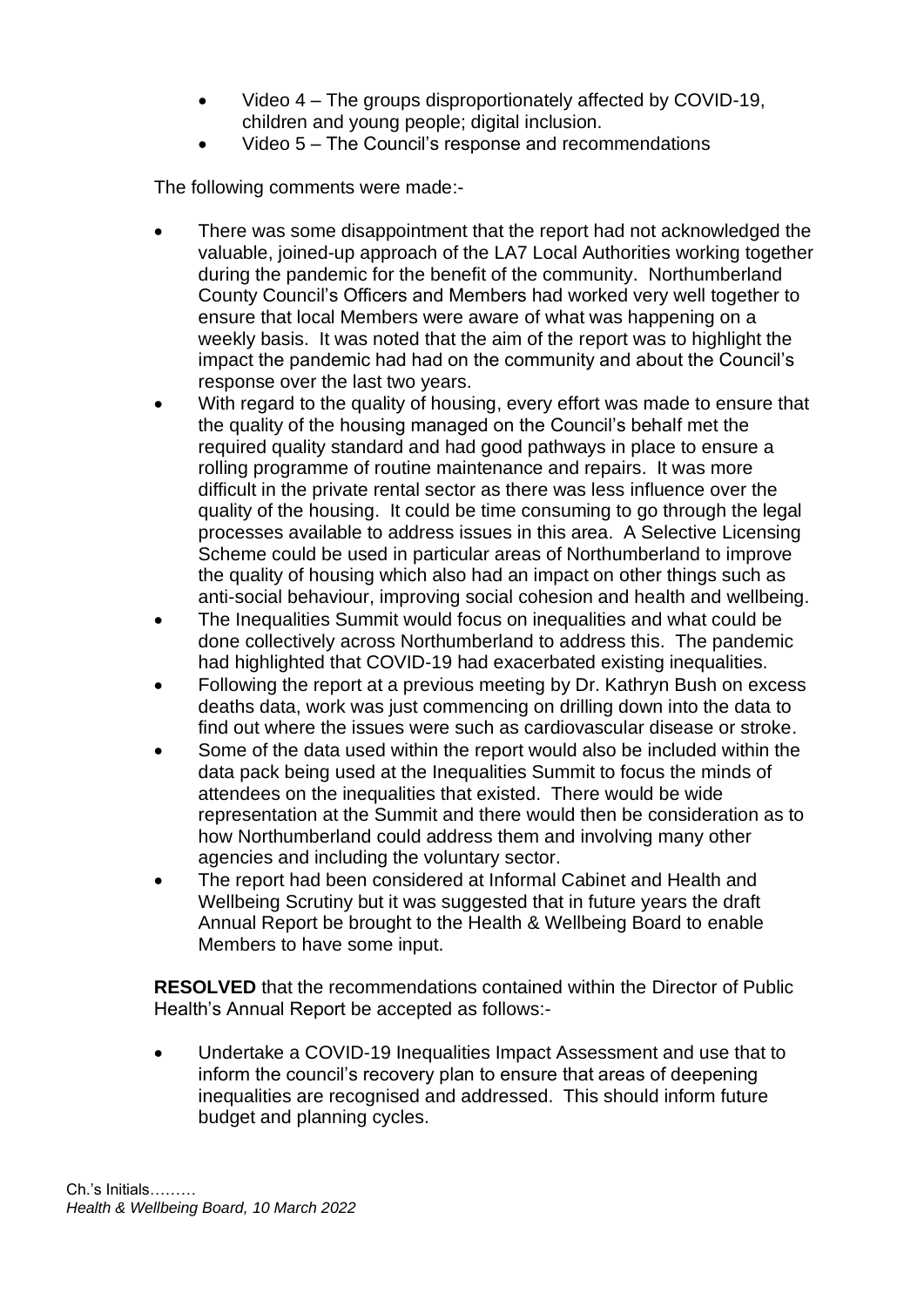- Video 4 – The groups disproportionately affected by COVID-19, children and young people; digital inclusion.
- Video 5 – The Council's response and recommendations

The following comments were made:-

- There was some disappointment that the report had not acknowledged the valuable, joined-up approach of the LA7 Local Authorities working together during the pandemic for the benefit of the community. Northumberland County Council's Officers and Members had worked very well together to ensure that local Members were aware of what was happening on a weekly basis. It was noted that the aim of the report was to highlight the impact the pandemic had had on the community and about the Council's response over the last two years.
- With regard to the quality of housing, every effort was made to ensure that the quality of the housing managed on the Council's behalf met the required quality standard and had good pathways in place to ensure a rolling programme of routine maintenance and repairs. It was more difficult in the private rental sector as there was less influence over the quality of the housing. It could be time consuming to go through the legal processes available to address issues in this area. A Selective Licensing Scheme could be used in particular areas of Northumberland to improve the quality of housing which also had an impact on other things such as anti-social behaviour, improving social cohesion and health and wellbeing.
- The Inequalities Summit would focus on inequalities and what could be done collectively across Northumberland to address this. The pandemic had highlighted that COVID-19 had exacerbated existing inequalities.
- Following the report at a previous meeting by Dr. Kathryn Bush on excess deaths data, work was just commencing on drilling down into the data to find out where the issues were such as cardiovascular disease or stroke.
- Some of the data used within the report would also be included within the data pack being used at the Inequalities Summit to focus the minds of attendees on the inequalities that existed. There would be wide representation at the Summit and there would then be consideration as to how Northumberland could address them and involving many other agencies and including the voluntary sector.
- The report had been considered at Informal Cabinet and Health and Wellbeing Scrutiny but it was suggested that in future years the draft Annual Report be brought to the Health & Wellbeing Board to enable Members to have some input.

**RESOLVED** that the recommendations contained within the Director of Public Health's Annual Report be accepted as follows:-

- Undertake a COVID-19 Inequalities Impact Assessment and use that to inform the council's recovery plan to ensure that areas of deepening inequalities are recognised and addressed. This should inform future budget and planning cycles.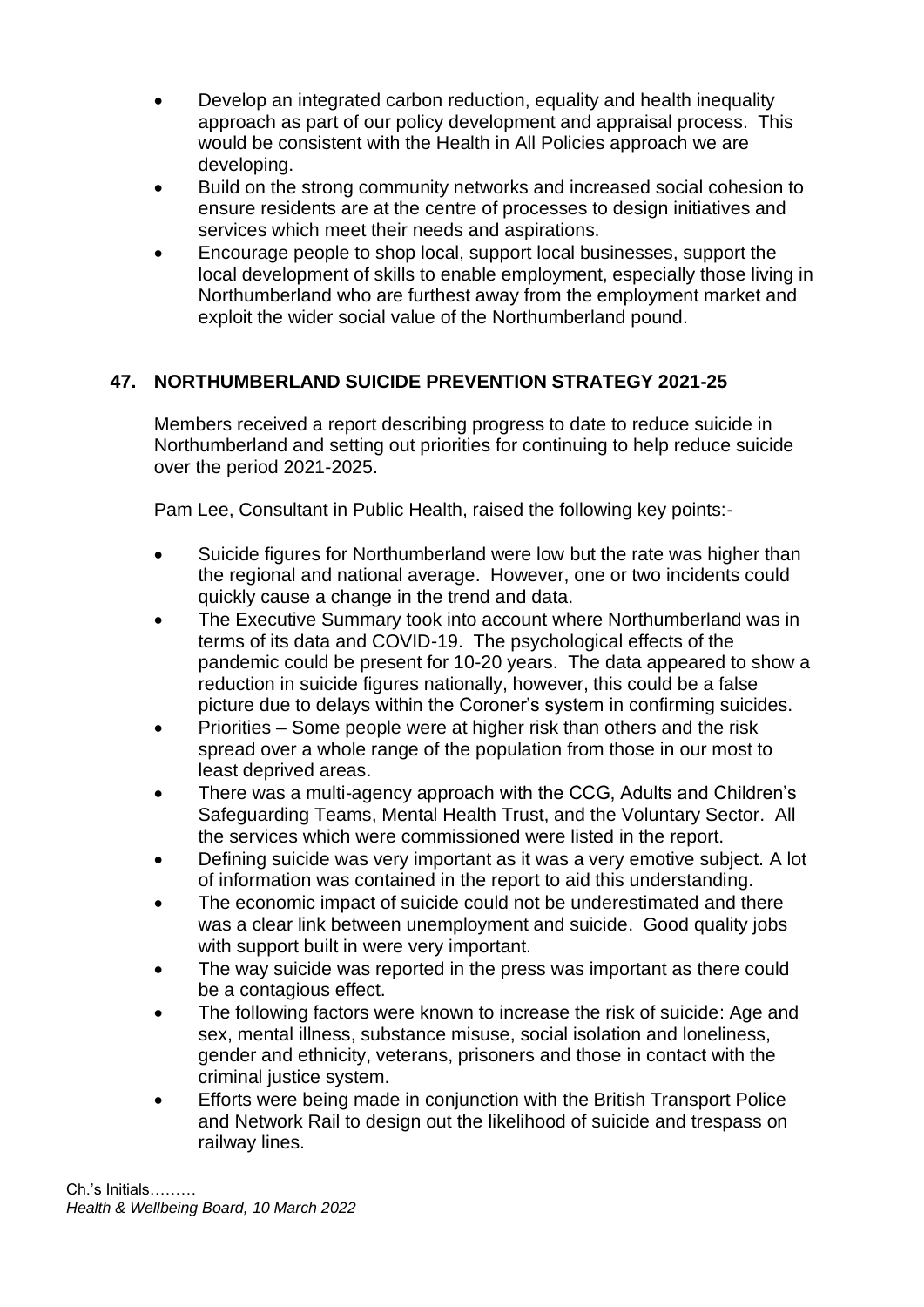- Develop an integrated carbon reduction, equality and health inequality approach as part of our policy development and appraisal process. This would be consistent with the Health in All Policies approach we are developing.
- Build on the strong community networks and increased social cohesion to ensure residents are at the centre of processes to design initiatives and services which meet their needs and aspirations.
- Encourage people to shop local, support local businesses, support the local development of skills to enable employment, especially those living in Northumberland who are furthest away from the employment market and exploit the wider social value of the Northumberland pound.

## 47. NORTHUMBERLAND SUICIDE PREVENTION STRATEGY 2021-25

Members received a report describing progress to date to reduce suicide in Northumberland and setting out priorities for continuing to help reduce suicide over the period 2021-2025.

Pam Lee, Consultant in Public Health, raised the following key points:-

- Suicide figures for Northumberland were low but the rate was higher than the regional and national average. However, one or two incidents could quickly cause a change in the trend and data.
- The Executive Summary took into account where Northumberland was in terms of its data and COVID-19. The psychological effects of the pandemic could be present for 10-20 years. The data appeared to show a reduction in suicide figures nationally, however, this could be a false picture due to delays within the Coroner's system in confirming suicides.
- Priorities – Some people were at higher risk than others and the risk spread over a whole range of the population from those in our most to least deprived areas.
- There was a multi-agency approach with the CCG, Adults and Children's Safeguarding Teams, Mental Health Trust, and the Voluntary Sector. All the services which were commissioned were listed in the report.
- Defining suicide was very important as it was a very emotive subject. A lot of information was contained in the report to aid this understanding.
- The economic impact of suicide could not be underestimated and there was a clear link between unemployment and suicide. Good quality jobs with support built in were very important.
- The way suicide was reported in the press was important as there could be a contagious effect.
- The following factors were known to increase the risk of suicide: Age and sex, mental illness, substance misuse, social isolation and loneliness, gender and ethnicity, veterans, prisoners and those in contact with the criminal justice system.
- Efforts were being made in conjunction with the British Transport Police and Network Rail to design out the likelihood of suicide and trespass on railway lines.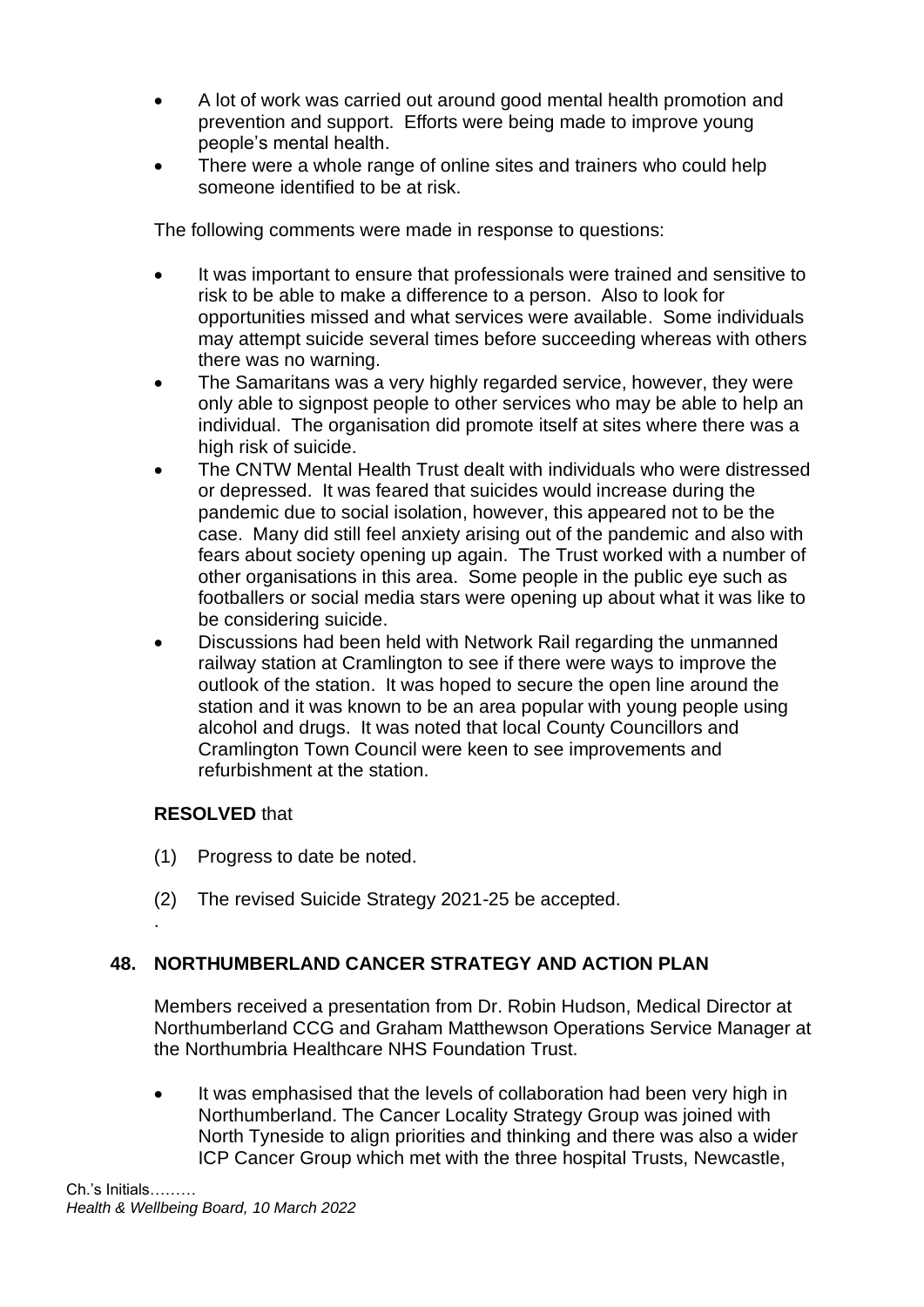- A lot of work was carried out around good mental health promotion and prevention and support. Efforts were being made to improve young people's mental health.
- There were a whole range of online sites and trainers who could help someone identified to be at risk.

The following comments were made in response to questions:

- It was important to ensure that professionals were trained and sensitive to risk to be able to make a difference to a person. Also to look for opportunities missed and what services were available. Some individuals may attempt suicide several times before succeeding whereas with others there was no warning.
- The Samaritans was a very highly regarded service, however, they were only able to signpost people to other services who may be able to help an individual. The organisation did promote itself at sites where there was a high risk of suicide.
- The CNTW Mental Health Trust dealt with individuals who were distressed or depressed. It was feared that suicides would increase during the pandemic due to social isolation, however, this appeared not to be the case. Many did still feel anxiety arising out of the pandemic and also with fears about society opening up again. The Trust worked with a number of other organisations in this area. Some people in the public eye such as footballers or social media stars were opening up about what it was like to be considering suicide.
- Discussions had been held with Network Rail regarding the unmanned railway station at Cramlington to see if there were ways to improve the outlook of the station. It was hoped to secure the open line around the station and it was known to be an area popular with young people using alcohol and drugs. It was noted that local County Councillors and Cramlington Town Council were keen to see improvements and refurbishment at the station.

**RESOLVED** that

(1) Progress to date be noted.

(2) The revised Suicide Strategy 2021-25 be accepted.

.

## 48. NORTHUMBERLAND CANCER STRATEGY AND ACTION PLAN

Members received a presentation from Dr. Robin Hudson, Medical Director at Northumberland CCG and Graham Matthewson Operations Service Manager at the Northumbria Healthcare NHS Foundation Trust.

- It was emphasised that the levels of collaboration had been very high in Northumberland. The Cancer Locality Strategy Group was joined with North Tyneside to align priorities and thinking and there was also a wider ICP Cancer Group which met with the three hospital Trusts, Newcastle,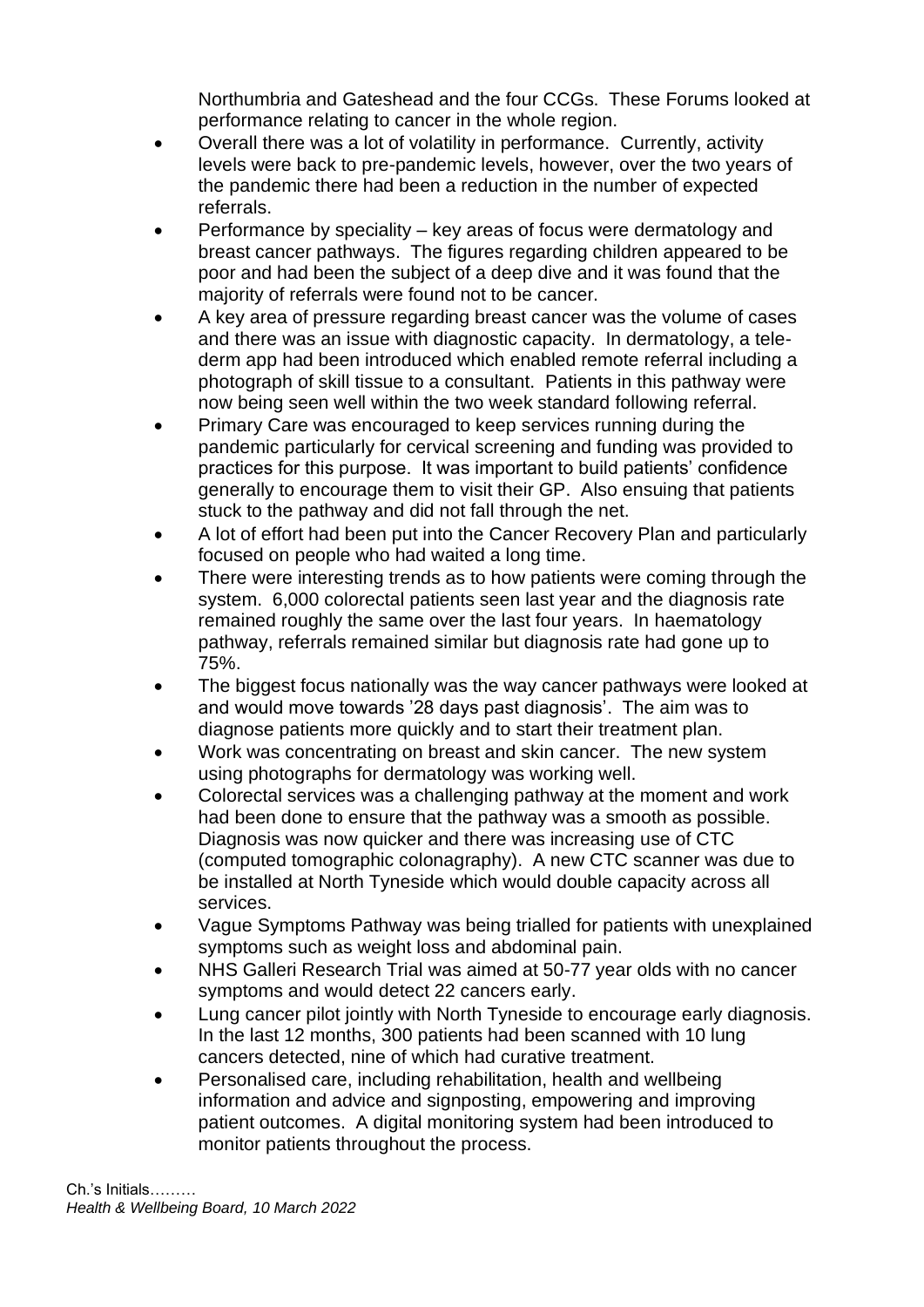Northumbria and Gateshead and the four CCGs. These Forums looked at performance relating to cancer in the whole region.

- Overall there was a lot of volatility in performance. Currently, activity levels were back to pre-pandemic levels, however, over the two years of the pandemic there had been a reduction in the number of expected referrals.
- Performance by speciality – key areas of focus were dermatology and breast cancer pathways. The figures regarding children appeared to be poor and had been the subject of a deep dive and it was found that the majority of referrals were found not to be cancer.
- A key area of pressure regarding breast cancer was the volume of cases and there was an issue with diagnostic capacity. In dermatology, a tele-derm app had been introduced which enabled remote referral including a photograph of skill tissue to a consultant. Patients in this pathway were now being seen well within the two week standard following referral.
- Primary Care was encouraged to keep services running during the pandemic particularly for cervical screening and funding was provided to practices for this purpose. It was important to build patients' confidence generally to encourage them to visit their GP. Also ensuing that patients stuck to the pathway and did not fall through the net.
- A lot of effort had been put into the Cancer Recovery Plan and particularly focused on people who had waited a long time.
- There were interesting trends as to how patients were coming through the system. 6,000 colorectal patients seen last year and the diagnosis rate remained roughly the same over the last four years. In haematology pathway, referrals remained similar but diagnosis rate had gone up to 75%.
- The biggest focus nationally was the way cancer pathways were looked at and would move towards '28 days past diagnosis'. The aim was to diagnose patients more quickly and to start their treatment plan.
- Work was concentrating on breast and skin cancer. The new system using photographs for dermatology was working well.
- Colorectal services was a challenging pathway at the moment and work had been done to ensure that the pathway was a smooth as possible. Diagnosis was now quicker and there was increasing use of CTC (computed tomographic colonagraphy). A new CTC scanner was due to be installed at North Tyneside which would double capacity across all services.
- Vague Symptoms Pathway was being trialled for patients with unexplained symptoms such as weight loss and abdominal pain.
- NHS Galleri Research Trial was aimed at 50-77 year olds with no cancer symptoms and would detect 22 cancers early.
- Lung cancer pilot jointly with North Tyneside to encourage early diagnosis. In the last 12 months, 300 patients had been scanned with 10 lung cancers detected, nine of which had curative treatment.
- Personalised care, including rehabilitation, health and wellbeing information and advice and signposting, empowering and improving patient outcomes. A digital monitoring system had been introduced to monitor patients throughout the process.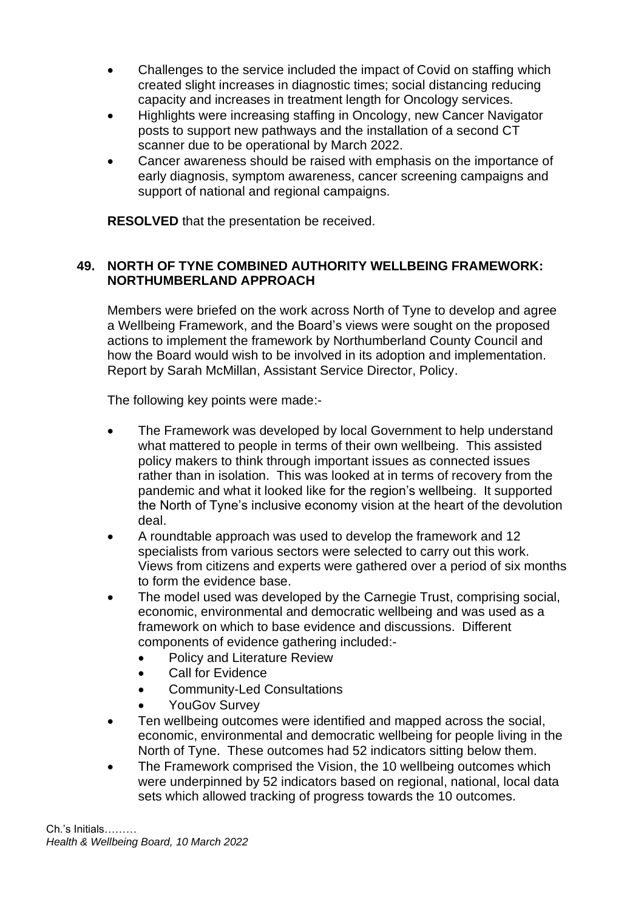- Challenges to the service included the impact of Covid on staffing which created slight increases in diagnostic times; social distancing reducing capacity and increases in treatment length for Oncology services.
- Highlights were increasing staffing in Oncology, new Cancer Navigator posts to support new pathways and the installation of a second CT scanner due to be operational by March 2022.
- Cancer awareness should be raised with emphasis on the importance of early diagnosis, symptom awareness, cancer screening campaigns and support of national and regional campaigns.

**RESOLVED** that the presentation be received.

## 49. NORTH OF TYNE COMBINED AUTHORITY WELLBEING FRAMEWORK: NORTHUMBERLAND APPROACH

Members were briefed on the work across North of Tyne to develop and agree a Wellbeing Framework, and the Board's views were sought on the proposed actions to implement the framework by Northumberland County Council and how the Board would wish to be involved in its adoption and implementation. Report by Sarah McMillan, Assistant Service Director, Policy.

The following key points were made:-

- The Framework was developed by local Government to help understand what mattered to people in terms of their own wellbeing. This assisted policy makers to think through important issues as connected issues rather than in isolation. This was looked at in terms of recovery from the pandemic and what it looked like for the region's wellbeing. It supported the North of Tyne's inclusive economy vision at the heart of the devolution deal.
- A roundtable approach was used to develop the framework and 12 specialists from various sectors were selected to carry out this work. Views from citizens and experts were gathered over a period of six months to form the evidence base.
- The model used was developed by the Carnegie Trust, comprising social, economic, environmental and democratic wellbeing and was used as a framework on which to base evidence and discussions. Different components of evidence gathering included:-
  - Policy and Literature Review
  - Call for Evidence
  - Community-Led Consultations
  - YouGov Survey
- Ten wellbeing outcomes were identified and mapped across the social, economic, environmental and democratic wellbeing for people living in the North of Tyne. These outcomes had 52 indicators sitting below them.
- The Framework comprised the Vision, the 10 wellbeing outcomes which were underpinned by 52 indicators based on regional, national, local data sets which allowed tracking of progress towards the 10 outcomes.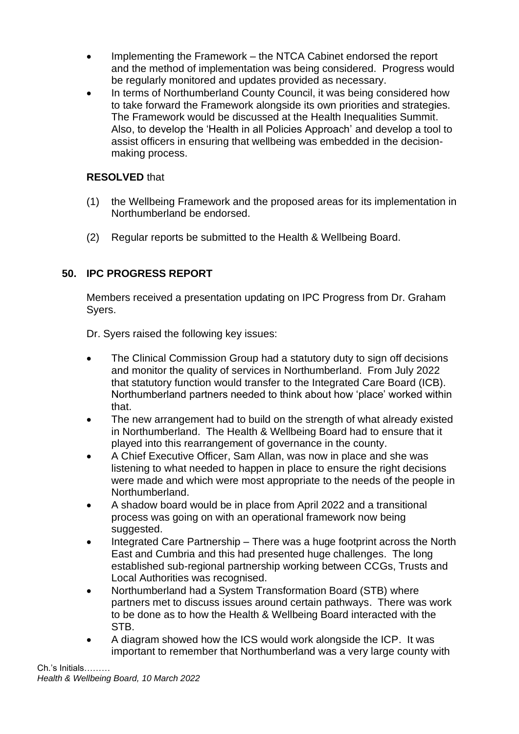- Implementing the Framework – the NTCA Cabinet endorsed the report and the method of implementation was being considered. Progress would be regularly monitored and updates provided as necessary.
- In terms of Northumberland County Council, it was being considered how to take forward the Framework alongside its own priorities and strategies. The Framework would be discussed at the Health Inequalities Summit. Also, to develop the 'Health in all Policies Approach' and develop a tool to assist officers in ensuring that wellbeing was embedded in the decision-making process.

**RESOLVED** that

(1) the Wellbeing Framework and the proposed areas for its implementation in Northumberland be endorsed.

(2) Regular reports be submitted to the Health & Wellbeing Board.

## 50. IPC PROGRESS REPORT

Members received a presentation updating on IPC Progress from Dr. Graham Syers.

Dr. Syers raised the following key issues:

- The Clinical Commission Group had a statutory duty to sign off decisions and monitor the quality of services in Northumberland. From July 2022 that statutory function would transfer to the Integrated Care Board (ICB). Northumberland partners needed to think about how 'place' worked within that.
- The new arrangement had to build on the strength of what already existed in Northumberland. The Health & Wellbeing Board had to ensure that it played into this rearrangement of governance in the county.
- A Chief Executive Officer, Sam Allan, was now in place and she was listening to what needed to happen in place to ensure the right decisions were made and which were most appropriate to the needs of the people in Northumberland.
- A shadow board would be in place from April 2022 and a transitional process was going on with an operational framework now being suggested.
- Integrated Care Partnership – There was a huge footprint across the North East and Cumbria and this had presented huge challenges. The long established sub-regional partnership working between CCGs, Trusts and Local Authorities was recognised.
- Northumberland had a System Transformation Board (STB) where partners met to discuss issues around certain pathways. There was work to be done as to how the Health & Wellbeing Board interacted with the STB.
- A diagram showed how the ICS would work alongside the ICP. It was important to remember that Northumberland was a very large county with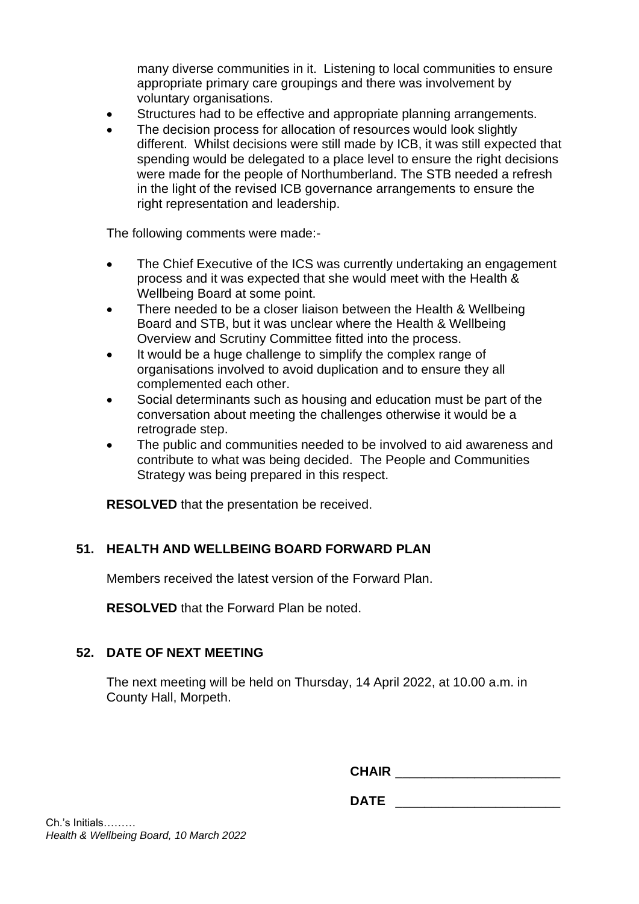many diverse communities in it. Listening to local communities to ensure appropriate primary care groupings and there was involvement by voluntary organisations.

- Structures had to be effective and appropriate planning arrangements.
- The decision process for allocation of resources would look slightly different. Whilst decisions were still made by ICB, it was still expected that spending would be delegated to a place level to ensure the right decisions were made for the people of Northumberland. The STB needed a refresh in the light of the revised ICB governance arrangements to ensure the right representation and leadership.

The following comments were made:-

- The Chief Executive of the ICS was currently undertaking an engagement process and it was expected that she would meet with the Health & Wellbeing Board at some point.
- There needed to be a closer liaison between the Health & Wellbeing Board and STB, but it was unclear where the Health & Wellbeing Overview and Scrutiny Committee fitted into the process.
- It would be a huge challenge to simplify the complex range of organisations involved to avoid duplication and to ensure they all complemented each other.
- Social determinants such as housing and education must be part of the conversation about meeting the challenges otherwise it would be a retrograde step.
- The public and communities needed to be involved to aid awareness and contribute to what was being decided. The People and Communities Strategy was being prepared in this respect.

**RESOLVED** that the presentation be received.

## 51. HEALTH AND WELLBEING BOARD FORWARD PLAN

Members received the latest version of the Forward Plan.

**RESOLVED** that the Forward Plan be noted.

## 52. DATE OF NEXT MEETING

The next meeting will be held on Thursday, 14 April 2022, at 10.00 a.m. in County Hall, Morpeth.

**CHAIR** ______________________

**DATE** ______________________